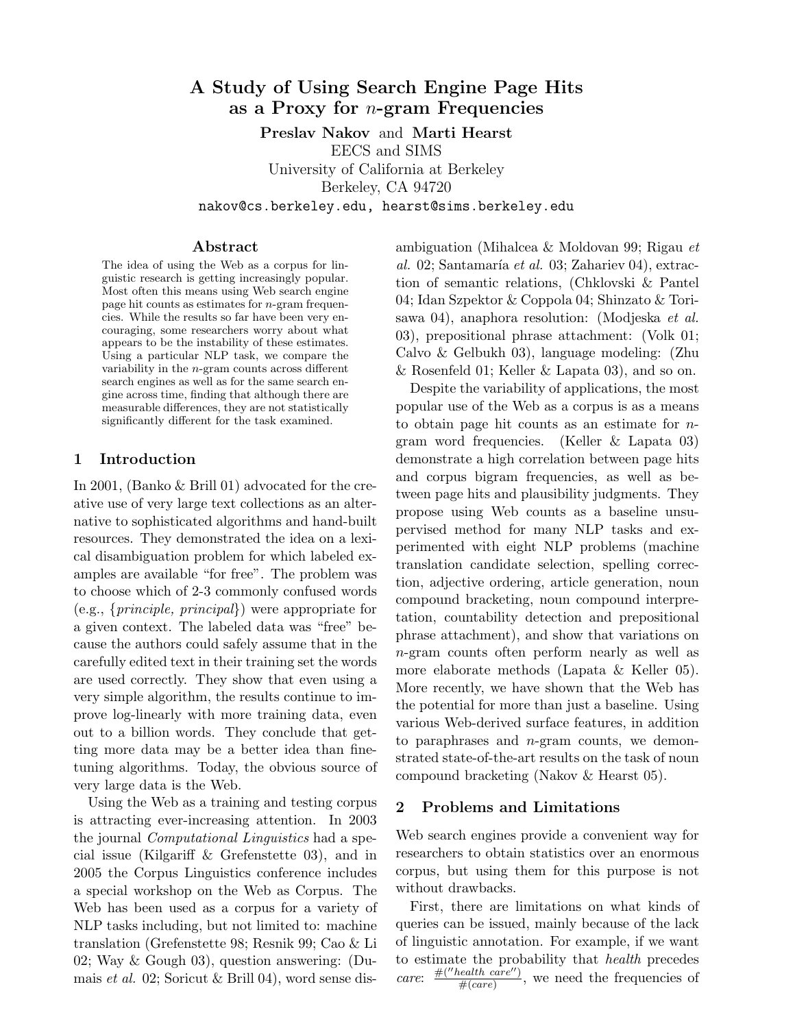# A Study of Using Search Engine Page Hits as a Proxy for $n$-gram Frequencies

**Preslav Nakov** and **Marti Hearst**
EECS and SIMS
University of California at Berkeley
Berkeley, CA 94720
nakov@cs.berkeley.edu, hearst@sims.berkeley.edu

## Abstract

The idea of using the Web as a corpus for linguistic research is getting increasingly popular. Most often this means using Web search engine page hit counts as estimates for $n$-gram frequencies. While the results so far have been very encouraging, some researchers worry about what appears to be the instability of these estimates. Using a particular NLP task, we compare the variability in the $n$-gram counts across different search engines as well as for the same search engine across time, finding that although there are measurable differences, they are not statistically significantly different for the task examined.

## 1 Introduction

In 2001, (Banko & Brill 01) advocated for the creative use of very large text collections as an alternative to sophisticated algorithms and hand-built resources. They demonstrated the idea on a lexical disambiguation problem for which labeled examples are available "for free". The problem was to choose which of 2-3 commonly confused words (e.g., {*principle, principal*}) were appropriate for a given context. The labeled data was "free" because the authors could safely assume that in the carefully edited text in their training set the words are used correctly. They show that even using a very simple algorithm, the results continue to improve log-linearly with more training data, even out to a billion words. They conclude that getting more data may be a better idea than fine-tuning algorithms. Today, the obvious source of very large data is the Web.

Using the Web as a training and testing corpus is attracting ever-increasing attention. In 2003 the journal *Computational Linguistics* had a special issue (Kilgariff & Grefenstette 03), and in 2005 the Corpus Linguistics conference includes a special workshop on the Web as Corpus. The Web has been used as a corpus for a variety of NLP tasks including, but not limited to: machine translation (Grefenstette 98; Resnik 99; Cao & Li 02; Way & Gough 03), question answering: (Dumais *et al.* 02; Soricut & Brill 04), word sense disambiguation (Mihalcea & Moldovan 99; Rigau *et al.* 02; Santamaría *et al.* 03; Zahariev 04), extraction of semantic relations, (Chklovski & Pantel 04; Idan Szpektor & Coppola 04; Shinzato & Torisawa 04), anaphora resolution: (Modjeska *et al.* 03), prepositional phrase attachment: (Volk 01; Calvo & Gelbukh 03), language modeling: (Zhu & Rosenfeld 01; Keller & Lapata 03), and so on.

Despite the variability of applications, the most popular use of the Web as a corpus is as a means to obtain page hit counts as an estimate for $n$-gram word frequencies. (Keller & Lapata 03) demonstrate a high correlation between page hits and corpus bigram frequencies, as well as between page hits and plausibility judgments. They propose using Web counts as a baseline unsupervised method for many NLP tasks and experimented with eight NLP problems (machine translation candidate selection, spelling correction, adjective ordering, article generation, noun compound bracketing, noun compound interpretation, countability detection and prepositional phrase attachment), and show that variations on $n$-gram counts often perform nearly as well as more elaborate methods (Lapata & Keller 05). More recently, we have shown that the Web has the potential for more than just a baseline. Using various Web-derived surface features, in addition to paraphrases and $n$-gram counts, we demonstrated state-of-the-art results on the task of noun compound bracketing (Nakov & Hearst 05).

## 2 Problems and Limitations

Web search engines provide a convenient way for researchers to obtain statistics over an enormous corpus, but using them for this purpose is not without drawbacks.

First, there are limitations on what kinds of queries can be issued, mainly because of the lack of linguistic annotation. For example, if we want to estimate the probability that *health* precedes *care*: $\frac{\#(''health\ care'')}{\#(care)}$, we need the frequencies of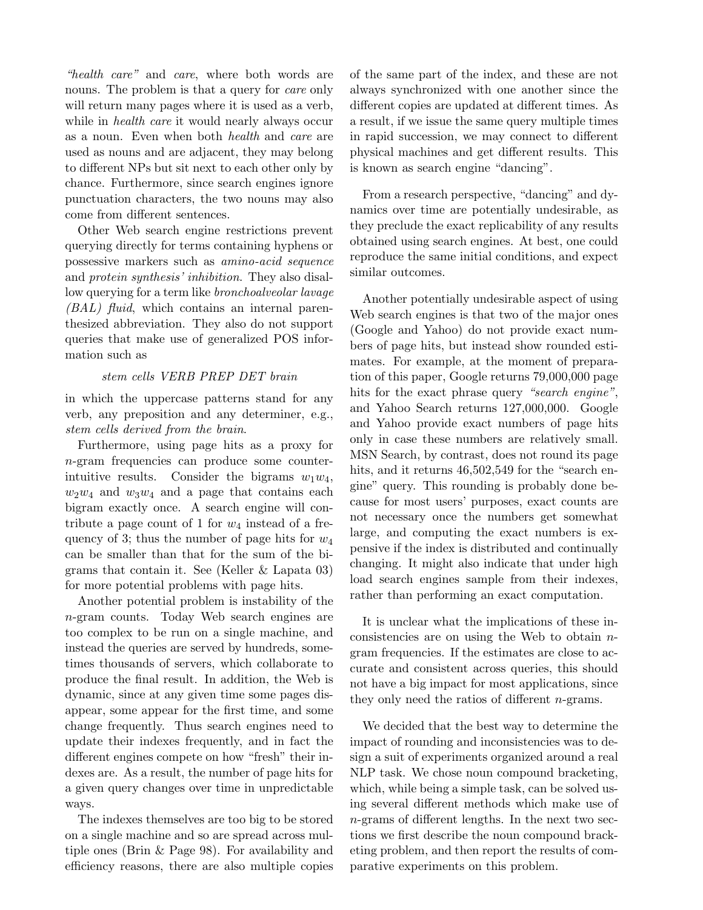*"health care"* and *care*, where both words are nouns. The problem is that a query for *care* only will return many pages where it is used as a verb, while in *health care* it would nearly always occur as a noun. Even when both *health* and *care* are used as nouns and are adjacent, they may belong to different NPs but sit next to each other only by chance. Furthermore, since search engines ignore punctuation characters, the two nouns may also come from different sentences.

Other Web search engine restrictions prevent querying directly for terms containing hyphens or possessive markers such as *amino-acid sequence* and *protein synthesis' inhibition*. They also disallow querying for a term like *bronchoalveolar lavage (BAL) fluid*, which contains an internal parenthesized abbreviation. They also do not support queries that make use of generalized POS information such as

*stem cells VERB PREP DET brain*

in which the uppercase patterns stand for any verb, any preposition and any determiner, e.g., *stem cells derived from the brain*.

Furthermore, using page hits as a proxy for $n$-gram frequencies can produce some counter-intuitive results. Consider the bigrams $w_1w_4$, $w_2w_4$ and $w_3w_4$ and a page that contains each bigram exactly once. A search engine will contribute a page count of 1 for $w_4$ instead of a frequency of 3; thus the number of page hits for $w_4$ can be smaller than that for the sum of the bigrams that contain it. See (Keller & Lapata 03) for more potential problems with page hits.

Another potential problem is instability of the $n$-gram counts. Today Web search engines are too complex to be run on a single machine, and instead the queries are served by hundreds, sometimes thousands of servers, which collaborate to produce the final result. In addition, the Web is dynamic, since at any given time some pages disappear, some appear for the first time, and some change frequently. Thus search engines need to update their indexes frequently, and in fact the different engines compete on how "fresh" their indexes are. As a result, the number of page hits for a given query changes over time in unpredictable ways.

The indexes themselves are too big to be stored on a single machine and so are spread across multiple ones (Brin & Page 98). For availability and efficiency reasons, there are also multiple copies of the same part of the index, and these are not always synchronized with one another since the different copies are updated at different times. As a result, if we issue the same query multiple times in rapid succession, we may connect to different physical machines and get different results. This is known as search engine "dancing".

From a research perspective, "dancing" and dynamics over time are potentially undesirable, as they preclude the exact replicability of any results obtained using search engines. At best, one could reproduce the same initial conditions, and expect similar outcomes.

Another potentially undesirable aspect of using Web search engines is that two of the major ones (Google and Yahoo) do not provide exact numbers of page hits, but instead show rounded estimates. For example, at the moment of preparation of this paper, Google returns 79,000,000 page hits for the exact phrase query *"search engine"*, and Yahoo Search returns 127,000,000. Google and Yahoo provide exact numbers of page hits only in case these numbers are relatively small. MSN Search, by contrast, does not round its page hits, and it returns 46,502,549 for the "search engine" query. This rounding is probably done because for most users' purposes, exact counts are not necessary once the numbers get somewhat large, and computing the exact numbers is expensive if the index is distributed and continually changing. It might also indicate that under high load search engines sample from their indexes, rather than performing an exact computation.

It is unclear what the implications of these inconsistencies are on using the Web to obtain $n$-gram frequencies. If the estimates are close to accurate and consistent across queries, this should not have a big impact for most applications, since they only need the ratios of different $n$-grams.

We decided that the best way to determine the impact of rounding and inconsistencies was to design a suit of experiments organized around a real NLP task. We chose noun compound bracketing, which, while being a simple task, can be solved using several different methods which make use of $n$-grams of different lengths. In the next two sections we first describe the noun compound bracketing problem, and then report the results of comparative experiments on this problem.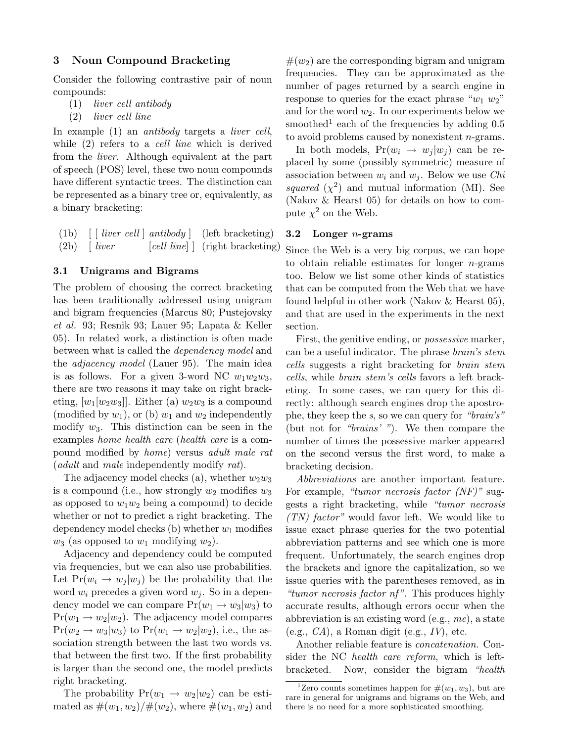## 3 Noun Compound Bracketing

Consider the following contrastive pair of noun compounds:

(1) *liver cell antibody*
(2) *liver cell line*

In example (1) an *antibody* targets a *liver cell*, while (2) refers to a *cell line* which is derived from the *liver*. Although equivalent at the part of speech (POS) level, these two noun compounds have different syntactic trees. The distinction can be represented as a binary tree or, equivalently, as a binary bracketing:

(1b) [ [ *liver cell* ] *antibody* ] (left bracketing)
(2b) [ *liver* [*cell line*] ] (right bracketing)

### 3.1 Unigrams and Bigrams

The problem of choosing the correct bracketing has been traditionally addressed using unigram and bigram frequencies (Marcus 80; Pustejovsky *et al.* 93; Resnik 93; Lauer 95; Lapata & Keller 05). In related work, a distinction is often made between what is called the *dependency model* and the *adjacency model* (Lauer 95). The main idea is as follows. For a given 3-word NC $w_1w_2w_3$, there are two reasons it may take on right bracketing, $[w_1[w_2w_3]]$. Either (a) $w_2w_3$ is a compound (modified by $w_1$), or (b) $w_1$ and $w_2$ independently modify $w_3$. This distinction can be seen in the examples *home health care* (*health care* is a compound modified by *home*) versus *adult male rat* (*adult* and *male* independently modify *rat*).

The adjacency model checks (a), whether $w_2w_3$ is a compound (i.e., how strongly $w_2$ modifies $w_3$ as opposed to $w_1w_2$ being a compound) to decide whether or not to predict a right bracketing. The dependency model checks (b) whether $w_1$ modifies $w_3$ (as opposed to $w_1$ modifying $w_2$).

Adjacency and dependency could be computed via frequencies, but we can also use probabilities. Let $\Pr(w_i \rightarrow w_j|w_j)$ be the probability that the word $w_i$ precedes a given word $w_j$. So in a dependency model we can compare $\Pr(w_1 \rightarrow w_3|w_3)$ to $\Pr(w_1 \rightarrow w_2|w_2)$. The adjacency model compares $\Pr(w_2 \rightarrow w_3|w_3)$ to $\Pr(w_1 \rightarrow w_2|w_2)$, i.e., the association strength between the last two words vs. that between the first two. If the first probability is larger than the second one, the model predicts right bracketing.

The probability $\Pr(w_1 \rightarrow w_2|w_2)$ can be estimated as $\#(w_1, w_2)/\#(w_2)$, where $\#(w_1, w_2)$ and $\#(w_2)$ are the corresponding bigram and unigram frequencies. They can be approximated as the number of pages returned by a search engine in response to queries for the exact phrase "$w_1$ $w_2$" and for the word $w_2$. In our experiments below we smoothed[1] each of the frequencies by adding 0.5 to avoid problems caused by nonexistent $n$-grams.

In both models, $\Pr(w_i \rightarrow w_j|w_j)$ can be replaced by some (possibly symmetric) measure of association between $w_i$ and $w_j$. Below we use *Chi squared* ($\chi^2$) and mutual information (MI). See (Nakov & Hearst 05) for details on how to compute $\chi^2$ on the Web.

### 3.2 Longer $n$-grams

Since the Web is a very big corpus, we can hope to obtain reliable estimates for longer $n$-grams too. Below we list some other kinds of statistics that can be computed from the Web that we have found helpful in other work (Nakov & Hearst 05), and that are used in the experiments in the next section.

First, the genitive ending, or *possessive* marker, can be a useful indicator. The phrase *brain's stem cells* suggests a right bracketing for *brain stem cells*, while *brain stem's cells* favors a left bracketing. In some cases, we can query for this directly: although search engines drop the apostrophe, they keep the *s*, so we can query for *"brain's"* (but not for *"brains' "*). We then compare the number of times the possessive marker appeared on the second versus the first word, to make a bracketing decision.

*Abbreviations* are another important feature. For example, *"tumor necrosis factor (NF)"* suggests a right bracketing, while *"tumor necrosis (TN) factor"* would favor left. We would like to issue exact phrase queries for the two potential abbreviation patterns and see which one is more frequent. Unfortunately, the search engines drop the brackets and ignore the capitalization, so we issue queries with the parentheses removed, as in *"tumor necrosis factor nf"*. This produces highly accurate results, although errors occur when the abbreviation is an existing word (e.g., *me*), a state (e.g., *CA*), a Roman digit (e.g., *IV*), etc.

Another reliable feature is *concatenation*. Consider the NC *health care reform*, which is left-bracketed. Now, consider the bigram *"health*

[1] Zero counts sometimes happen for $\#(w_1, w_3)$, but are rare in general for unigrams and bigrams on the Web, and there is no need for a more sophisticated smoothing.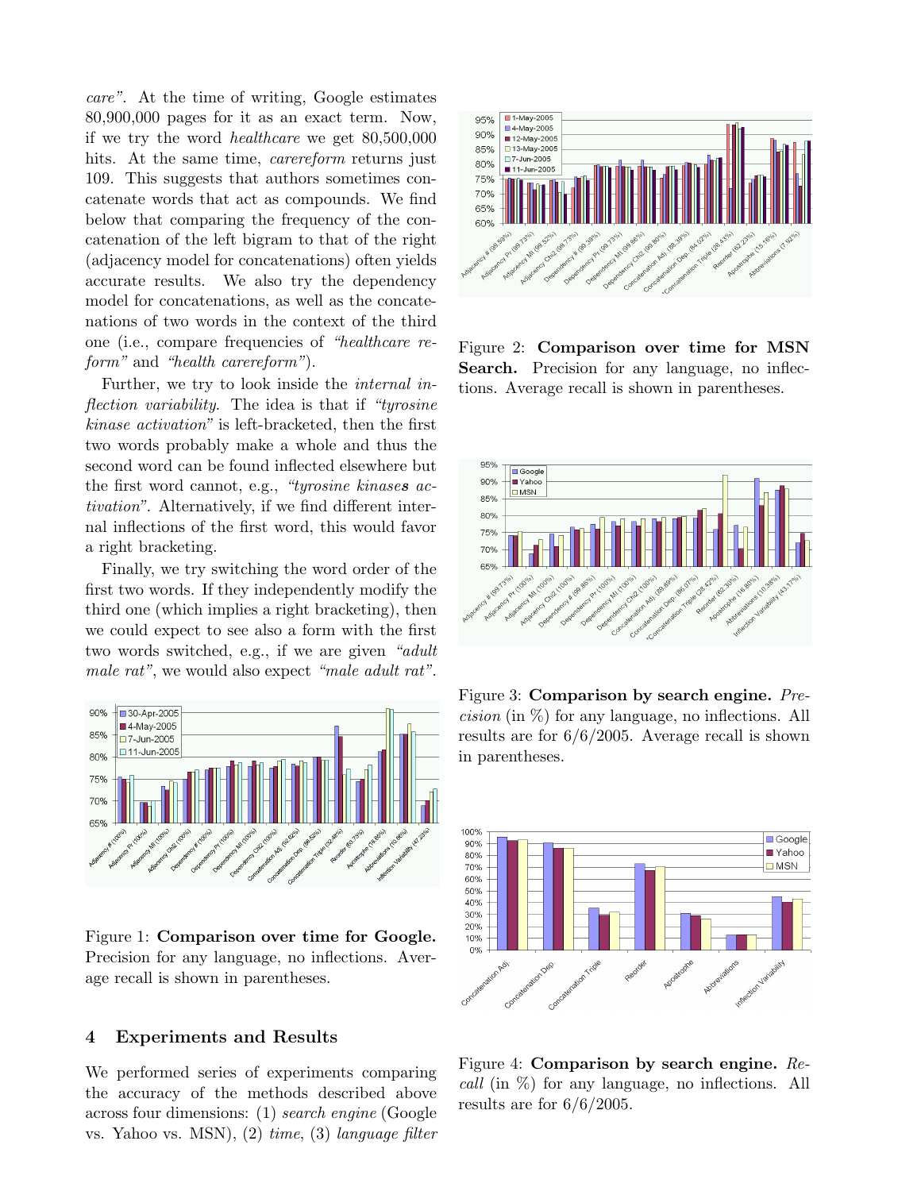*care"*. At the time of writing, Google estimates 80,900,000 pages for it as an exact term. Now, if we try the word *healthcare* we get 80,500,000 hits. At the same time, *carereform* returns just 109. This suggests that authors sometimes concatenate words that act as compounds. We find below that comparing the frequency of the concatenation of the left bigram to that of the right (adjacency model for concatenations) often yields accurate results. We also try the dependency model for concatenations, as well as the concatenations of two words in the context of the third one (i.e., compare frequencies of *"healthcare reform"* and *"health carereform"*).

Further, we try to look inside the *internal inflection variability*. The idea is that if *"tyrosine kinase activation"* is left-bracketed, then the first two words probably make a whole and thus the second word can be found inflected elsewhere but the first word cannot, e.g., *"tyrosine kinase**s** activation"*. Alternatively, if we find different internal inflections of the first word, this would favor a right bracketing.

Finally, we try switching the word order of the first two words. If they independently modify the third one (which implies a right bracketing), then we could expect to see also a form with the first two words switched, e.g., if we are given *"adult male rat"*, we would also expect *"male adult rat"*.

Figure 1: **Comparison over time for Google.** Precision for any language, no inflections. Average recall is shown in parentheses.

## 4 Experiments and Results

We performed series of experiments comparing the accuracy of the methods described above across four dimensions: (1) *search engine* (Google vs. Yahoo vs. MSN), (2) *time*, (3) *language filter*

Figure 2: **Comparison over time for MSN Search.** Precision for any language, no inflections. Average recall is shown in parentheses.

Figure 3: **Comparison by search engine.** *Precision* (in %) for any language, no inflections. All results are for 6/6/2005. Average recall is shown in parentheses.

Figure 4: **Comparison by search engine.** *Recall* (in %) for any language, no inflections. All results are for 6/6/2005.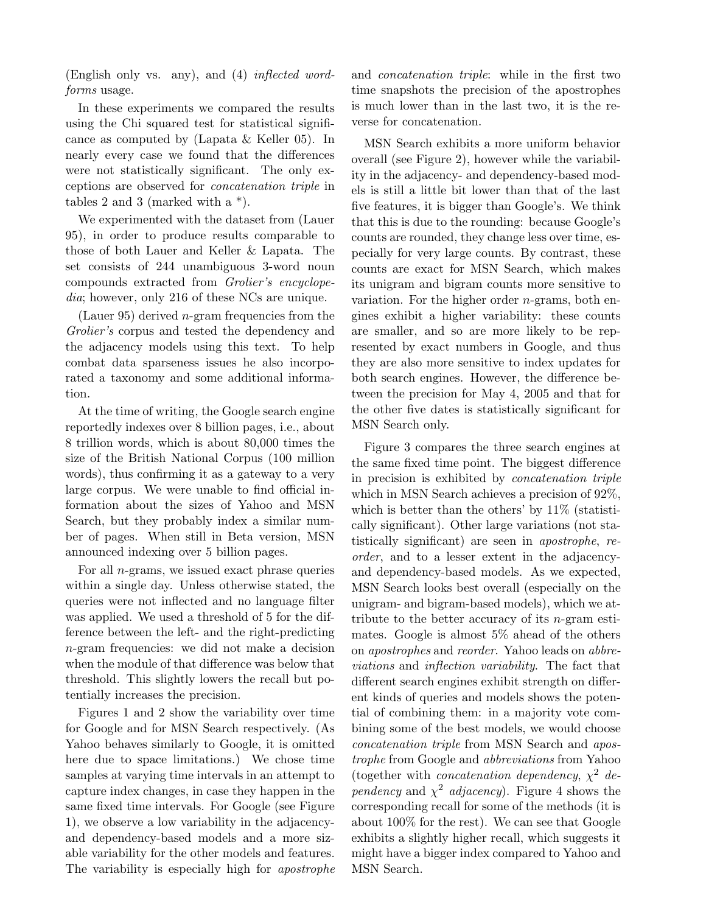(English only vs. any), and (4) *inflected wordforms* usage.

In these experiments we compared the results using the Chi squared test for statistical significance as computed by (Lapata & Keller 05). In nearly every case we found that the differences were not statistically significant. The only exceptions are observed for *concatenation triple* in tables 2 and 3 (marked with a *).

We experimented with the dataset from (Lauer 95), in order to produce results comparable to those of both Lauer and Keller & Lapata. The set consists of 244 unambiguous 3-word noun compounds extracted from *Grolier's encyclopedia*; however, only 216 of these NCs are unique.

(Lauer 95) derived $n$-gram frequencies from the *Grolier's* corpus and tested the dependency and the adjacency models using this text. To help combat data sparseness issues he also incorporated a taxonomy and some additional information.

At the time of writing, the Google search engine reportedly indexes over 8 billion pages, i.e., about 8 trillion words, which is about 80,000 times the size of the British National Corpus (100 million words), thus confirming it as a gateway to a very large corpus. We were unable to find official information about the sizes of Yahoo and MSN Search, but they probably index a similar number of pages. When still in Beta version, MSN announced indexing over 5 billion pages.

For all $n$-grams, we issued exact phrase queries within a single day. Unless otherwise stated, the queries were not inflected and no language filter was applied. We used a threshold of 5 for the difference between the left- and the right-predicting $n$-gram frequencies: we did not make a decision when the module of that difference was below that threshold. This slightly lowers the recall but potentially increases the precision.

Figures 1 and 2 show the variability over time for Google and for MSN Search respectively. (As Yahoo behaves similarly to Google, it is omitted here due to space limitations.) We chose time samples at varying time intervals in an attempt to capture index changes, in case they happen in the same fixed time intervals. For Google (see Figure 1), we observe a low variability in the adjacency- and dependency-based models and a more sizable variability for the other models and features. The variability is especially high for *apostrophe* and *concatenation triple*: while in the first two time snapshots the precision of the apostrophes is much lower than in the last two, it is the reverse for concatenation.

MSN Search exhibits a more uniform behavior overall (see Figure 2), however while the variability in the adjacency- and dependency-based models is still a little bit lower than that of the last five features, it is bigger than Google's. We think that this is due to the rounding: because Google's counts are rounded, they change less over time, especially for very large counts. By contrast, these counts are exact for MSN Search, which makes its unigram and bigram counts more sensitive to variation. For the higher order $n$-grams, both engines exhibit a higher variability: these counts are smaller, and so are more likely to be represented by exact numbers in Google, and thus they are also more sensitive to index updates for both search engines. However, the difference between the precision for May 4, 2005 and that for the other five dates is statistically significant for MSN Search only.

Figure 3 compares the three search engines at the same fixed time point. The biggest difference in precision is exhibited by *concatenation triple* which in MSN Search achieves a precision of 92%, which is better than the others' by 11% (statistically significant). Other large variations (not statistically significant) are seen in *apostrophe*, *reorder*, and to a lesser extent in the adjacency- and dependency-based models. As we expected, MSN Search looks best overall (especially on the unigram- and bigram-based models), which we attribute to the better accuracy of its $n$-gram estimates. Google is almost 5% ahead of the others on *apostrophes* and *reorder*. Yahoo leads on *abbreviations* and *inflection variability*. The fact that different search engines exhibit strength on different kinds of queries and models shows the potential of combining them: in a majority vote combining some of the best models, we would choose *concatenation triple* from MSN Search and *apostrophe* from Google and *abbreviations* from Yahoo (together with *concatenation dependency*, $\chi^2$ *dependency* and $\chi^2$ *adjacency*). Figure 4 shows the corresponding recall for some of the methods (it is about 100% for the rest). We can see that Google exhibits a slightly higher recall, which suggests it might have a bigger index compared to Yahoo and MSN Search.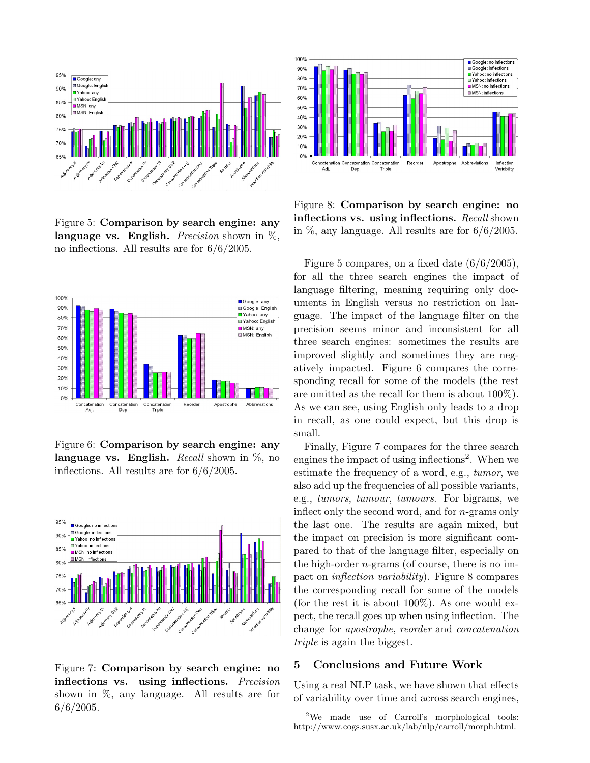Figure 5: **Comparison by search engine: any language vs. English.** *Precision* shown in %, no inflections. All results are for 6/6/2005.

Figure 6: **Comparison by search engine: any language vs. English.** *Recall* shown in %, no inflections. All results are for 6/6/2005.

Figure 7: **Comparison by search engine: no inflections vs. using inflections.** *Precision* shown in %, any language. All results are for 6/6/2005.

Figure 8: **Comparison by search engine: no inflections vs. using inflections.** *Recall* shown in %, any language. All results are for 6/6/2005.

Figure 5 compares, on a fixed date (6/6/2005), for all the three search engines the impact of language filtering, meaning requiring only documents in English versus no restriction on language. The impact of the language filter on the precision seems minor and inconsistent for all three search engines: sometimes the results are improved slightly and sometimes they are negatively impacted. Figure 6 compares the corresponding recall for some of the models (the rest are omitted as the recall for them is about 100%). As we can see, using English only leads to a drop in recall, as one could expect, but this drop is small.

Finally, Figure 7 compares for the three search engines the impact of using inflections[2]. When we estimate the frequency of a word, e.g., *tumor*, we also add up the frequencies of all possible variants, e.g., *tumors*, *tumour*, *tumours*. For bigrams, we inflect only the second word, and for $n$-grams only the last one. The results are again mixed, but the impact on precision is more significant compared to that of the language filter, especially on the high-order $n$-grams (of course, there is no impact on *inflection variability*). Figure 8 compares the corresponding recall for some of the models (for the rest it is about 100%). As one would expect, the recall goes up when using inflection. The change for *apostrophe*, *reorder* and *concatenation triple* is again the biggest.

## 5 Conclusions and Future Work

Using a real NLP task, we have shown that effects of variability over time and across search engines,

[2] We made use of Carroll's morphological tools: http://www.cogs.susx.ac.uk/lab/nlp/carroll/morph.html.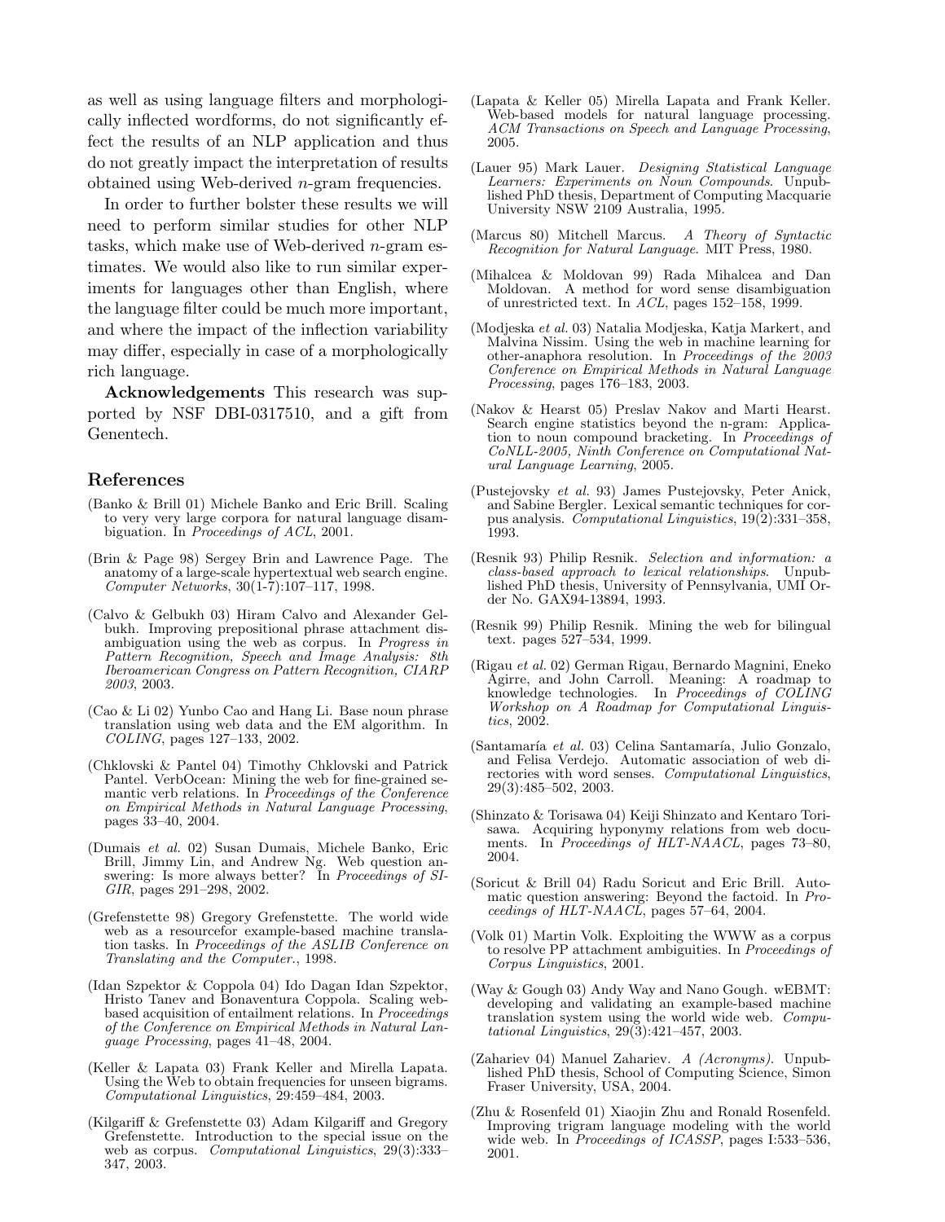as well as using language filters and morphologically inflected wordforms, do not significantly effect the results of an NLP application and thus do not greatly impact the interpretation of results obtained using Web-derived $n$-gram frequencies.

In order to further bolster these results we will need to perform similar studies for other NLP tasks, which make use of Web-derived $n$-gram estimates. We would also like to run similar experiments for languages other than English, where the language filter could be much more important, and where the impact of the inflection variability may differ, especially in case of a morphologically rich language.

**Acknowledgements** This research was supported by NSF DBI-0317510, and a gift from Genentech.

## References

(Banko & Brill 01) Michele Banko and Eric Brill. Scaling to very very large corpora for natural language disambiguation. In *Proceedings of ACL*, 2001.

(Brin & Page 98) Sergey Brin and Lawrence Page. The anatomy of a large-scale hypertextual web search engine. *Computer Networks*, 30(1-7):107–117, 1998.

(Calvo & Gelbukh 03) Hiram Calvo and Alexander Gelbukh. Improving prepositional phrase attachment disambiguation using the web as corpus. In *Progress in Pattern Recognition, Speech and Image Analysis: 8th Iberoamerican Congress on Pattern Recognition, CIARP 2003*, 2003.

(Cao & Li 02) Yunbo Cao and Hang Li. Base noun phrase translation using web data and the EM algorithm. In *COLING*, pages 127–133, 2002.

(Chklovski & Pantel 04) Timothy Chklovski and Patrick Pantel. VerbOcean: Mining the web for fine-grained semantic verb relations. In *Proceedings of the Conference on Empirical Methods in Natural Language Processing*, pages 33–40, 2004.

(Dumais *et al.* 02) Susan Dumais, Michele Banko, Eric Brill, Jimmy Lin, and Andrew Ng. Web question answering: Is more always better? In *Proceedings of SIGIR*, pages 291–298, 2002.

(Grefenstette 98) Gregory Grefenstette. The world wide web as a resourcefor example-based machine translation tasks. In *Proceedings of the ASLIB Conference on Translating and the Computer.*, 1998.

(Idan Szpektor & Coppola 04) Ido Dagan Idan Szpektor, Hristo Tanev and Bonaventura Coppola. Scaling web-based acquisition of entailment relations. In *Proceedings of the Conference on Empirical Methods in Natural Language Processing*, pages 41–48, 2004.

(Keller & Lapata 03) Frank Keller and Mirella Lapata. Using the Web to obtain frequencies for unseen bigrams. *Computational Linguistics*, 29:459–484, 2003.

(Kilgariff & Grefenstette 03) Adam Kilgariff and Gregory Grefenstette. Introduction to the special issue on the web as corpus. *Computational Linguistics*, 29(3):333–347, 2003.

(Lapata & Keller 05) Mirella Lapata and Frank Keller. Web-based models for natural language processing. *ACM Transactions on Speech and Language Processing*, 2005.

(Lauer 95) Mark Lauer. *Designing Statistical Language Learners: Experiments on Noun Compounds*. Unpublished PhD thesis, Department of Computing Macquarie University NSW 2109 Australia, 1995.

(Marcus 80) Mitchell Marcus. *A Theory of Syntactic Recognition for Natural Language*. MIT Press, 1980.

(Mihalcea & Moldovan 99) Rada Mihalcea and Dan Moldovan. A method for word sense disambiguation of unrestricted text. In *ACL*, pages 152–158, 1999.

(Modjeska *et al.* 03) Natalia Modjeska, Katja Markert, and Malvina Nissim. Using the web in machine learning for other-anaphora resolution. In *Proceedings of the 2003 Conference on Empirical Methods in Natural Language Processing*, pages 176–183, 2003.

(Nakov & Hearst 05) Preslav Nakov and Marti Hearst. Search engine statistics beyond the n-gram: Application to noun compound bracketing. In *Proceedings of CoNLL-2005, Ninth Conference on Computational Natural Language Learning*, 2005.

(Pustejovsky *et al.* 93) James Pustejovsky, Peter Anick, and Sabine Bergler. Lexical semantic techniques for corpus analysis. *Computational Linguistics*, 19(2):331–358, 1993.

(Resnik 93) Philip Resnik. *Selection and information: a class-based approach to lexical relationships*. Unpublished PhD thesis, University of Pennsylvania, UMI Order No. GAX94-13894, 1993.

(Resnik 99) Philip Resnik. Mining the web for bilingual text. pages 527–534, 1999.

(Rigau *et al.* 02) German Rigau, Bernardo Magnini, Eneko Agirre, and John Carroll. Meaning: A roadmap to knowledge technologies. In *Proceedings of COLING Workshop on A Roadmap for Computational Linguistics*, 2002.

(Santamaría *et al.* 03) Celina Santamaría, Julio Gonzalo, and Felisa Verdejo. Automatic association of web directories with word senses. *Computational Linguistics*, 29(3):485–502, 2003.

(Shinzato & Torisawa 04) Keiji Shinzato and Kentaro Torisawa. Acquiring hyponymy relations from web documents. In *Proceedings of HLT-NAACL*, pages 73–80, 2004.

(Soricut & Brill 04) Radu Soricut and Eric Brill. Automatic question answering: Beyond the factoid. In *Proceedings of HLT-NAACL*, pages 57–64, 2004.

(Volk 01) Martin Volk. Exploiting the WWW as a corpus to resolve PP attachment ambiguities. In *Proceedings of Corpus Linguistics*, 2001.

(Way & Gough 03) Andy Way and Nano Gough. wEBMT: developing and validating an example-based machine translation system using the world wide web. *Computational Linguistics*, 29(3):421–457, 2003.

(Zahariev 04) Manuel Zahariev. *A (Acronyms)*. Unpublished PhD thesis, School of Computing Science, Simon Fraser University, USA, 2004.

(Zhu & Rosenfeld 01) Xiaojin Zhu and Ronald Rosenfeld. Improving trigram language modeling with the world wide web. In *Proceedings of ICASSP*, pages I:533–536, 2001.